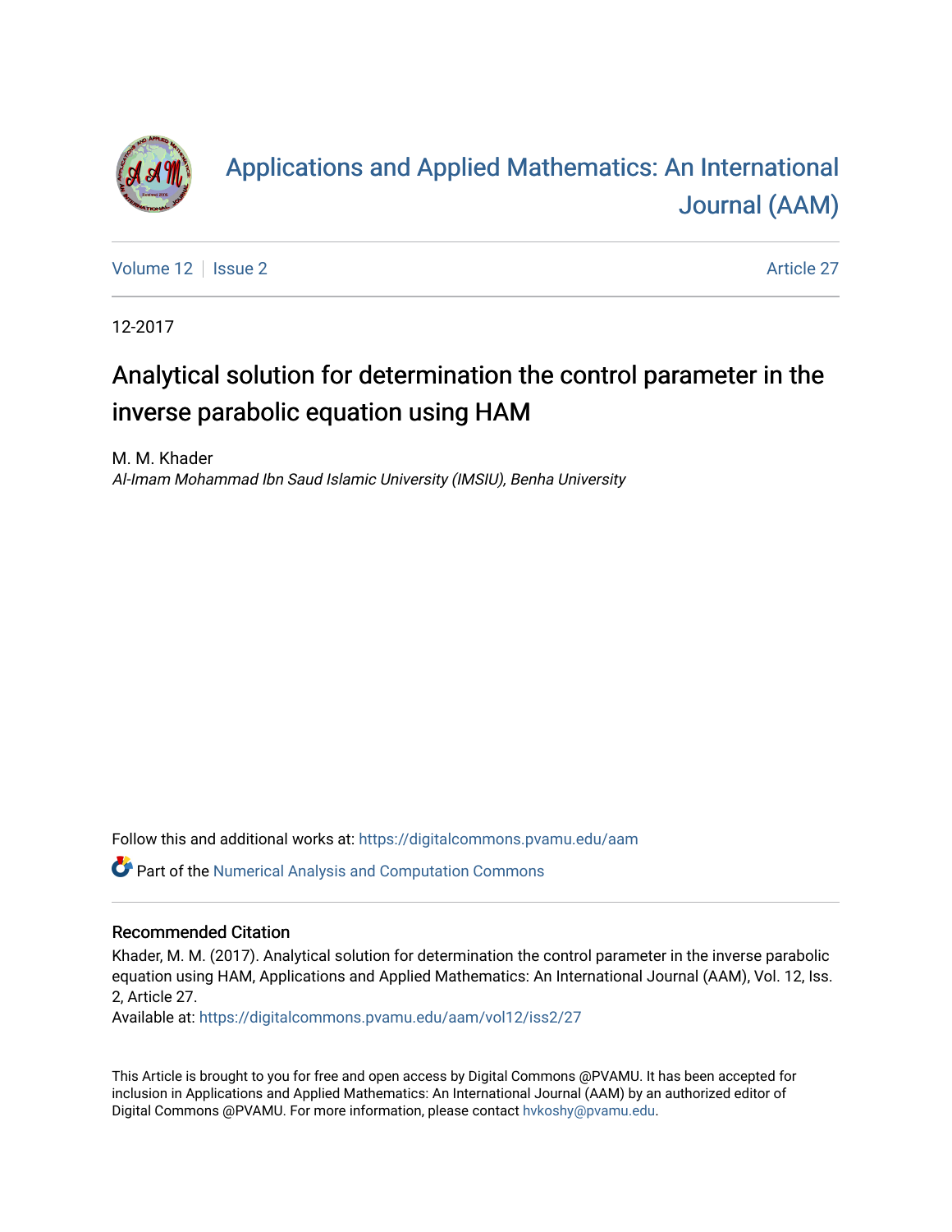# Applications and Applied Mathematics: An International Journal (AAM)

Volume 12 | Issue 2 | Article 27

12-2017

## Analytical solution for determination the control parameter in the inverse parabolic equation using HAM

M. M. Khader
*Al-Imam Mohammad Ibn Saud Islamic University (IMSIU), Benha University*

Follow this and additional works at: https://digitalcommons.pvamu.edu/aam

Part of the Numerical Analysis and Computation Commons

### Recommended Citation

Khader, M. M. (2017). Analytical solution for determination the control parameter in the inverse parabolic equation using HAM, Applications and Applied Mathematics: An International Journal (AAM), Vol. 12, Iss. 2, Article 27.
Available at: https://digitalcommons.pvamu.edu/aam/vol12/iss2/27

This Article is brought to you for free and open access by Digital Commons @PVAMU. It has been accepted for inclusion in Applications and Applied Mathematics: An International Journal (AAM) by an authorized editor of Digital Commons @PVAMU. For more information, please contact hvkoshy@pvamu.edu.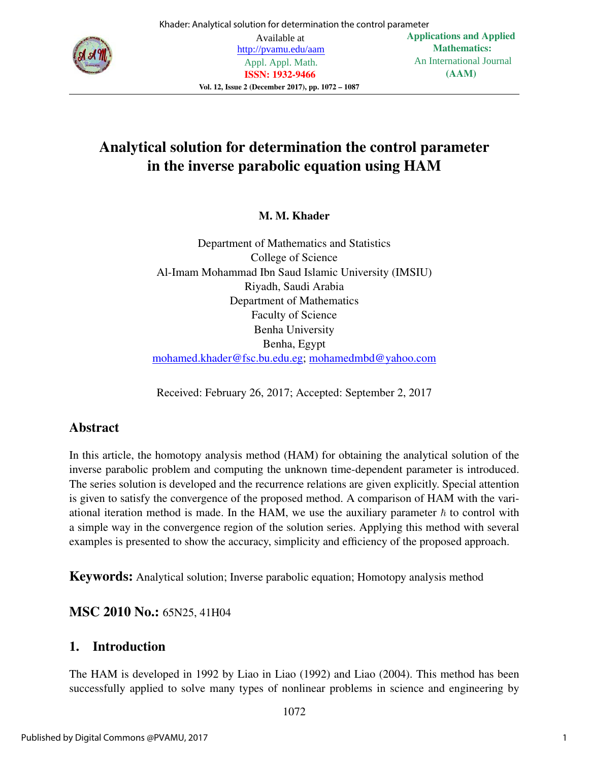# Analytical solution for determination the control parameter in the inverse parabolic equation using HAM

**M. M. Khader**

Department of Mathematics and Statistics
College of Science
Al-Imam Mohammad Ibn Saud Islamic University (IMSIU)
Riyadh, Saudi Arabia
Department of Mathematics
Faculty of Science
Benha University
Benha, Egypt
mohamed.khader@fsc.bu.edu.eg; mohamedmbd@yahoo.com

Received: February 26, 2017; Accepted: September 2, 2017

## Abstract

In this article, the homotopy analysis method (HAM) for obtaining the analytical solution of the inverse parabolic problem and computing the unknown time-dependent parameter is introduced. The series solution is developed and the recurrence relations are given explicitly. Special attention is given to satisfy the convergence of the proposed method. A comparison of HAM with the variational iteration method is made. In the HAM, we use the auxiliary parameter $\hbar$ to control with a simple way in the convergence region of the solution series. Applying this method with several examples is presented to show the accuracy, simplicity and efficiency of the proposed approach.

**Keywords:** Analytical solution; Inverse parabolic equation; Homotopy analysis method

**MSC 2010 No.:** 65N25, 41H04

## 1. Introduction

The HAM is developed in 1992 by Liao in Liao (1992) and Liao (2004). This method has been successfully applied to solve many types of nonlinear problems in science and engineering by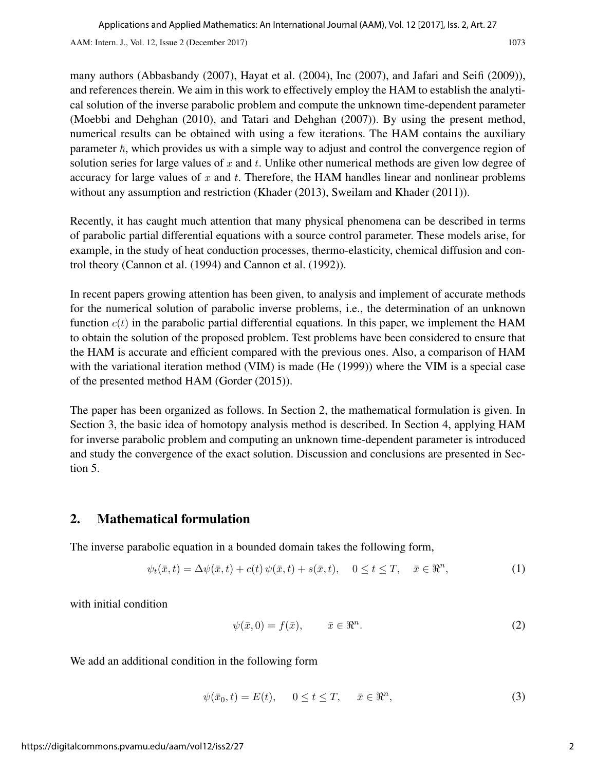many authors (Abbasbandy (2007), Hayat et al. (2004), Inc (2007), and Jafari and Seifi (2009)), and references therein. We aim in this work to effectively employ the HAM to establish the analytical solution of the inverse parabolic problem and compute the unknown time-dependent parameter (Moebbi and Dehghan (2010), and Tatari and Dehghan (2007)). By using the present method, numerical results can be obtained with using a few iterations. The HAM contains the auxiliary parameter $\hbar$, which provides us with a simple way to adjust and control the convergence region of solution series for large values of $x$ and $t$. Unlike other numerical methods are given low degree of accuracy for large values of $x$ and $t$. Therefore, the HAM handles linear and nonlinear problems without any assumption and restriction (Khader (2013), Sweilam and Khader (2011)).

Recently, it has caught much attention that many physical phenomena can be described in terms of parabolic partial differential equations with a source control parameter. These models arise, for example, in the study of heat conduction processes, thermo-elasticity, chemical diffusion and control theory (Cannon et al. (1994) and Cannon et al. (1992)).

In recent papers growing attention has been given, to analysis and implement of accurate methods for the numerical solution of parabolic inverse problems, i.e., the determination of an unknown function $c(t)$ in the parabolic partial differential equations. In this paper, we implement the HAM to obtain the solution of the proposed problem. Test problems have been considered to ensure that the HAM is accurate and efficient compared with the previous ones. Also, a comparison of HAM with the variational iteration method (VIM) is made (He (1999)) where the VIM is a special case of the presented method HAM (Gorder (2015)).

The paper has been organized as follows. In Section 2, the mathematical formulation is given. In Section 3, the basic idea of homotopy analysis method is described. In Section 4, applying HAM for inverse parabolic problem and computing an unknown time-dependent parameter is introduced and study the convergence of the exact solution. Discussion and conclusions are presented in Section 5.

## 2. Mathematical formulation

The inverse parabolic equation in a bounded domain takes the following form,

$$\psi_t(\bar{x},t) = \Delta\psi(\bar{x},t) + c(t)\,\psi(\bar{x},t) + s(\bar{x},t), \quad 0 \leq t \leq T, \quad \bar{x} \in \Re^n, \tag{1}$$

with initial condition

$$\psi(\bar{x},0) = f(\bar{x}), \qquad \bar{x} \in \Re^n. \tag{2}$$

We add an additional condition in the following form

$$\psi(\bar{x}_0,t) = E(t), \quad 0 \leq t \leq T, \quad \bar{x} \in \Re^n, \tag{3}$$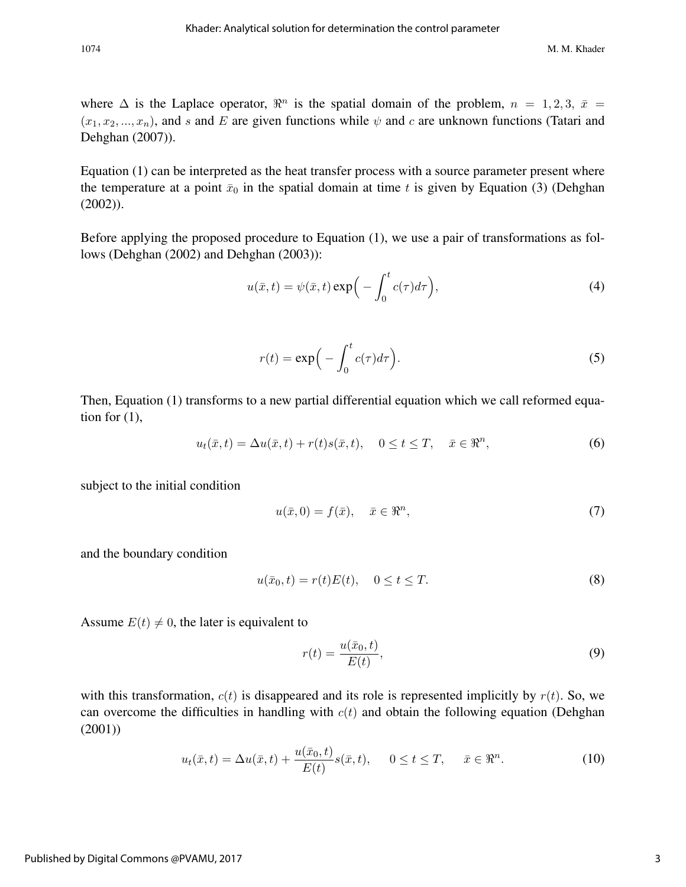where $\Delta$ is the Laplace operator, $\Re^n$ is the spatial domain of the problem, $n = 1, 2, 3$, $\bar{x} = (x_1, x_2, ..., x_n)$, and $s$ and $E$ are given functions while $\psi$ and $c$ are unknown functions (Tatari and Dehghan (2007)).

Equation (1) can be interpreted as the heat transfer process with a source parameter present where the temperature at a point $\bar{x}_0$ in the spatial domain at time $t$ is given by Equation (3) (Dehghan (2002)).

Before applying the proposed procedure to Equation (1), we use a pair of transformations as follows (Dehghan (2002) and Dehghan (2003)):

$$u(\bar{x}, t) = \psi(\bar{x}, t) \exp\Big( - \int_0^t c(\tau) d\tau \Big), \tag{4}$$

$$r(t) = \exp\Big( - \int_0^t c(\tau) d\tau \Big). \tag{5}$$

Then, Equation (1) transforms to a new partial differential equation which we call reformed equation for (1),

$$u_t(\bar{x}, t) = \Delta u(\bar{x}, t) + r(t) s(\bar{x}, t), \quad 0 \leq t \leq T, \quad \bar{x} \in \Re^n, \tag{6}$$

subject to the initial condition

$$u(\bar{x}, 0) = f(\bar{x}), \quad \bar{x} \in \Re^n, \tag{7}$$

and the boundary condition

$$u(\bar{x}_0, t) = r(t) E(t), \quad 0 \leq t \leq T. \tag{8}$$

Assume $E(t) \neq 0$, the later is equivalent to

$$r(t) = \frac{u(\bar{x}_0, t)}{E(t)}, \tag{9}$$

with this transformation, $c(t)$ is disappeared and its role is represented implicitly by $r(t)$. So, we can overcome the difficulties in handling with $c(t)$ and obtain the following equation (Dehghan (2001))

$$u_t(\bar{x}, t) = \Delta u(\bar{x}, t) + \frac{u(\bar{x}_0, t)}{E(t)} s(\bar{x}, t), \quad 0 \leq t \leq T, \quad \bar{x} \in \Re^n. \tag{10}$$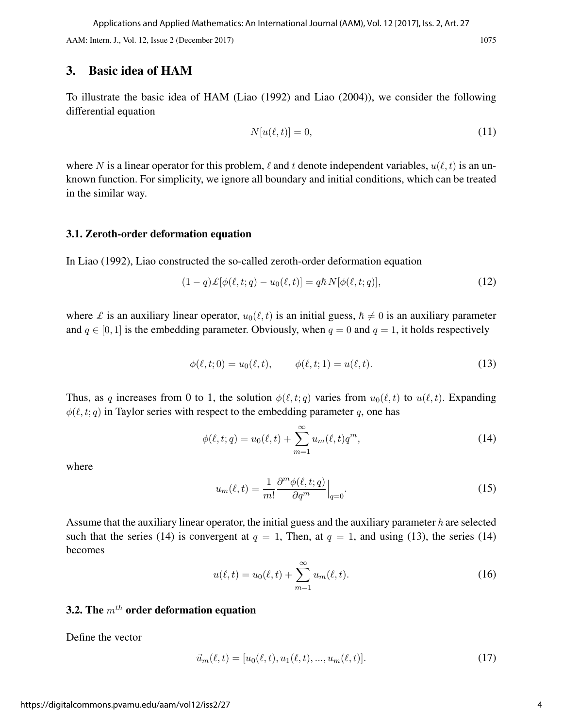## 3. Basic idea of HAM

To illustrate the basic idea of HAM (Liao (1992) and Liao (2004)), we consider the following differential equation

$$N[u(\ell, t)] = 0, \tag{11}$$

where $N$ is a linear operator for this problem, $\ell$ and $t$ denote independent variables, $u(\ell, t)$ is an unknown function. For simplicity, we ignore all boundary and initial conditions, which can be treated in the similar way.

### 3.1. Zeroth-order deformation equation

In Liao (1992), Liao constructed the so-called zeroth-order deformation equation

$$(1 - q)\pounds[\phi(\ell, t; q) - u_0(\ell, t)] = q\hbar\, N[\phi(\ell, t; q)], \tag{12}$$

where $\pounds$ is an auxiliary linear operator, $u_0(\ell, t)$ is an initial guess, $\hbar \neq 0$ is an auxiliary parameter and $q \in [0, 1]$ is the embedding parameter. Obviously, when $q = 0$ and $q = 1$, it holds respectively

$$\phi(\ell, t; 0) = u_0(\ell, t), \qquad \phi(\ell, t; 1) = u(\ell, t). \tag{13}$$

Thus, as $q$ increases from 0 to 1, the solution $\phi(\ell, t; q)$ varies from $u_0(\ell, t)$ to $u(\ell, t)$. Expanding $\phi(\ell, t; q)$ in Taylor series with respect to the embedding parameter $q$, one has

$$\phi(\ell, t; q) = u_0(\ell, t) + \sum_{m=1}^{\infty} u_m(\ell, t) q^m, \tag{14}$$

where

$$u_m(\ell, t) = \frac{1}{m!} \frac{\partial^m \phi(\ell, t; q)}{\partial q^m}\Big|_{q=0}. \tag{15}$$

Assume that the auxiliary linear operator, the initial guess and the auxiliary parameter $\hbar$ are selected such that the series (14) is convergent at $q = 1$, Then, at $q = 1$, and using (13), the series (14) becomes

$$u(\ell, t) = u_0(\ell, t) + \sum_{m=1}^{\infty} u_m(\ell, t). \tag{16}$$

### 3.2. The $m^{th}$ order deformation equation

Define the vector

$$\vec{u}_m(\ell, t) = [u_0(\ell, t), u_1(\ell, t), ..., u_m(\ell, t)]. \tag{17}$$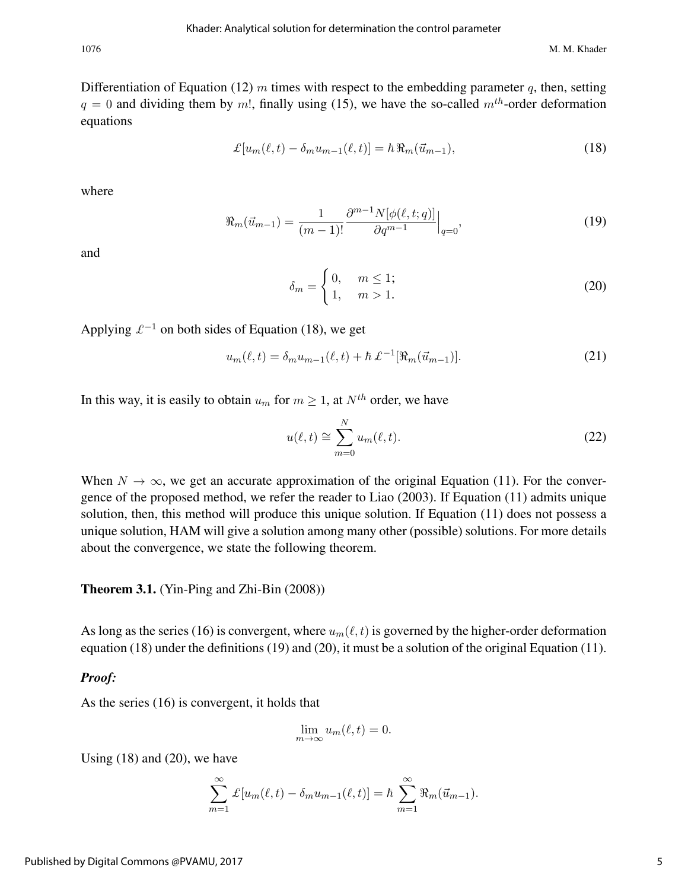Differentiation of Equation (12) $m$ times with respect to the embedding parameter $q$, then, setting $q = 0$ and dividing them by $m!$, finally using (15), we have the so-called $m^{th}$-order deformation equations

$$\pounds[u_m(\ell,t) - \delta_m u_{m-1}(\ell,t)] = \hbar\,\Re_m(\vec{u}_{m-1}), \tag{18}$$

where

$$\Re_m(\vec{u}_{m-1}) = \frac{1}{(m-1)!}\frac{\partial^{m-1}N[\phi(\ell,t;q)]}{\partial q^{m-1}}\Big|_{q=0}, \tag{19}$$

and

$$\delta_m = \begin{cases} 0, & m \leq 1; \\ 1, & m > 1. \end{cases} \tag{20}$$

Applying $\pounds^{-1}$ on both sides of Equation (18), we get

$$u_m(\ell,t) = \delta_m u_{m-1}(\ell,t) + \hbar\,\pounds^{-1}[\Re_m(\vec{u}_{m-1})]. \tag{21}$$

In this way, it is easily to obtain $u_m$ for $m \geq 1$, at $N^{th}$ order, we have

$$u(\ell,t) \cong \sum_{m=0}^{N} u_m(\ell,t). \tag{22}$$

When $N \to \infty$, we get an accurate approximation of the original Equation (11). For the convergence of the proposed method, we refer the reader to Liao (2003). If Equation (11) admits unique solution, then, this method will produce this unique solution. If Equation (11) does not possess a unique solution, HAM will give a solution among many other (possible) solutions. For more details about the convergence, we state the following theorem.

**Theorem 3.1.** (Yin-Ping and Zhi-Bin (2008))

As long as the series (16) is convergent, where $u_m(\ell,t)$ is governed by the higher-order deformation equation (18) under the definitions (19) and (20), it must be a solution of the original Equation (11).

***Proof:***

As the series (16) is convergent, it holds that

$$\lim_{m\to\infty} u_m(\ell,t) = 0.$$

Using (18) and (20), we have

$$\sum_{m=1}^{\infty} \pounds[u_m(\ell,t) - \delta_m u_{m-1}(\ell,t)] = \hbar \sum_{m=1}^{\infty} \Re_m(\vec{u}_{m-1}).$$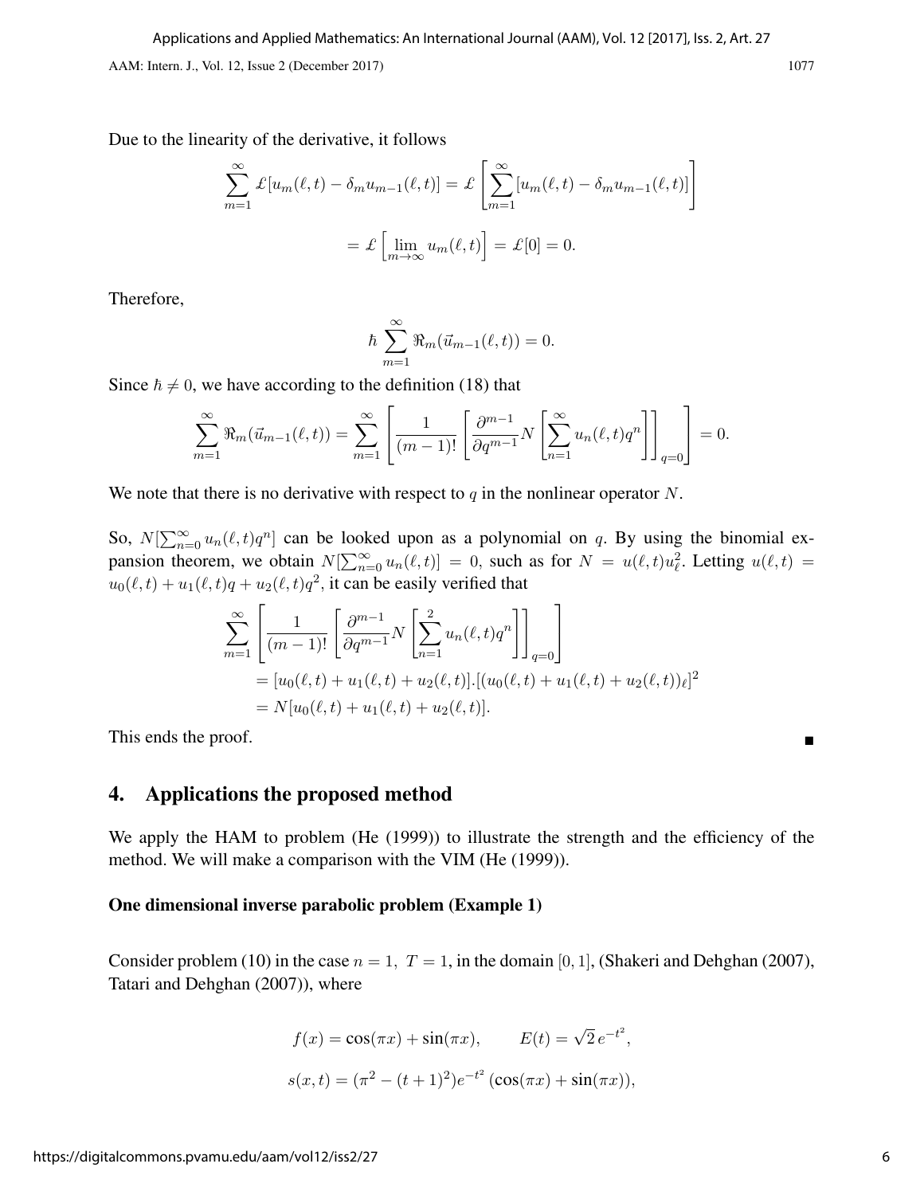Due to the linearity of the derivative, it follows

$$\sum_{m=1}^{\infty} \pounds[u_m(\ell,t) - \delta_m u_{m-1}(\ell,t)] = \pounds\left[\sum_{m=1}^{\infty}[u_m(\ell,t) - \delta_m u_{m-1}(\ell,t)]\right]$$

$$= \pounds\left[\lim_{m\to\infty} u_m(\ell,t)\right] = \pounds[0] = 0.$$

Therefore,

$$\hbar \sum_{m=1}^{\infty} \Re_m(\vec{u}_{m-1}(\ell,t)) = 0.$$

Since $\hbar \neq 0$, we have according to the definition (18) that

$$\sum_{m=1}^{\infty} \Re_m(\vec{u}_{m-1}(\ell,t)) = \sum_{m=1}^{\infty}\left[\frac{1}{(m-1)!}\left[\frac{\partial^{m-1}}{\partial q^{m-1}} N\left[\sum_{n=1}^{\infty} u_n(\ell,t) q^n\right]\right]_{q=0}\right] = 0.$$

We note that there is no derivative with respect to $q$ in the nonlinear operator $N$.

So, $N[\sum_{n=0}^{\infty} u_n(\ell,t)q^n]$ can be looked upon as a polynomial on $q$. By using the binomial expansion theorem, we obtain $N[\sum_{n=0}^{\infty} u_n(\ell,t)] = 0$, such as for $N = u(\ell,t)u_\ell^2$. Letting $u(\ell,t) = u_0(\ell,t) + u_1(\ell,t)q + u_2(\ell,t)q^2$, it can be easily verified that

$$\begin{aligned}
&\sum_{m=1}^{\infty}\left[\frac{1}{(m-1)!}\left[\frac{\partial^{m-1}}{\partial q^{m-1}} N\left[\sum_{n=1}^{2} u_n(\ell,t) q^n\right]\right]_{q=0}\right] \\
&\quad = [u_0(\ell,t) + u_1(\ell,t) + u_2(\ell,t)].[(u_0(\ell,t) + u_1(\ell,t) + u_2(\ell,t))_\ell]^2 \\
&\quad = N[u_0(\ell,t) + u_1(\ell,t) + u_2(\ell,t)].
\end{aligned}$$

This ends the proof. ∎

## 4. Applications the proposed method

We apply the HAM to problem (He (1999)) to illustrate the strength and the efficiency of the method. We will make a comparison with the VIM (He (1999)).

**One dimensional inverse parabolic problem (Example 1)**

Consider problem (10) in the case $n = 1,\ T = 1$, in the domain $[0,1]$, (Shakeri and Dehghan (2007), Tatari and Dehghan (2007)), where

$$f(x) = \cos(\pi x) + \sin(\pi x), \qquad E(t) = \sqrt{2}\, e^{-t^2},$$

$$s(x,t) = (\pi^2 - (t+1)^2) e^{-t^2} (\cos(\pi x) + \sin(\pi x)),$$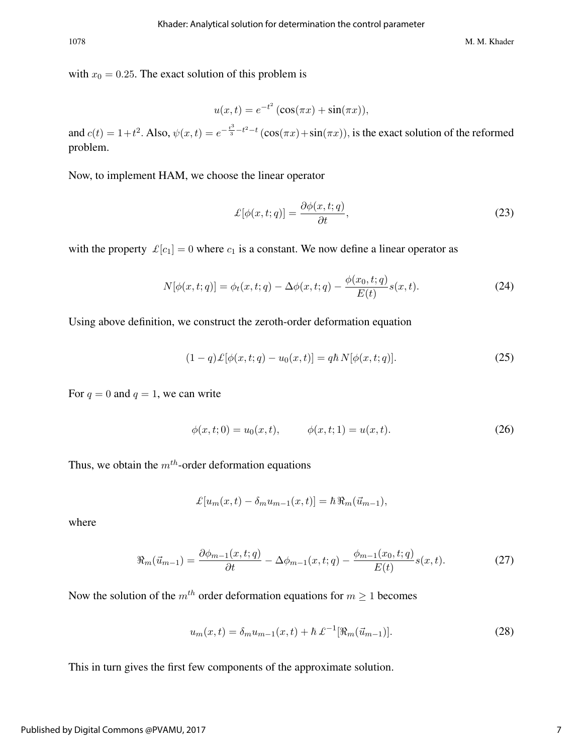with $x_0 = 0.25$. The exact solution of this problem is

$$u(x,t) = e^{-t^2}\,(\cos(\pi x) + \sin(\pi x)),$$

and $c(t) = 1+t^2$. Also, $\psi(x,t) = e^{-\frac{t^3}{3}-t^2-t}\,(\cos(\pi x)+\sin(\pi x))$, is the exact solution of the reformed problem.

Now, to implement HAM, we choose the linear operator

$$\pounds[\phi(x,t;q)] = \frac{\partial \phi(x,t;q)}{\partial t}, \tag{23}$$

with the property $\pounds[c_1] = 0$ where $c_1$ is a constant. We now define a linear operator as

$$N[\phi(x,t;q)] = \phi_t(x,t;q) - \Delta\phi(x,t;q) - \frac{\phi(x_0,t;q)}{E(t)}s(x,t). \tag{24}$$

Using above definition, we construct the zeroth-order deformation equation

$$(1-q)\pounds[\phi(x,t;q) - u_0(x,t)] = q\hbar\, N[\phi(x,t;q)]. \tag{25}$$

For $q = 0$ and $q = 1$, we can write

$$\phi(x,t;0) = u_0(x,t), \qquad \phi(x,t;1) = u(x,t). \tag{26}$$

Thus, we obtain the $m^{th}$-order deformation equations

$$\pounds[u_m(x,t) - \delta_m u_{m-1}(x,t)] = \hbar\, \Re_m(\vec{u}_{m-1}),$$

where

$$\Re_m(\vec{u}_{m-1}) = \frac{\partial \phi_{m-1}(x,t;q)}{\partial t} - \Delta\phi_{m-1}(x,t;q) - \frac{\phi_{m-1}(x_0,t;q)}{E(t)}s(x,t). \tag{27}$$

Now the solution of the $m^{th}$ order deformation equations for $m \geq 1$ becomes

$$u_m(x,t) = \delta_m u_{m-1}(x,t) + \hbar\, \pounds^{-1}[\Re_m(\vec{u}_{m-1})]. \tag{28}$$

This in turn gives the first few components of the approximate solution.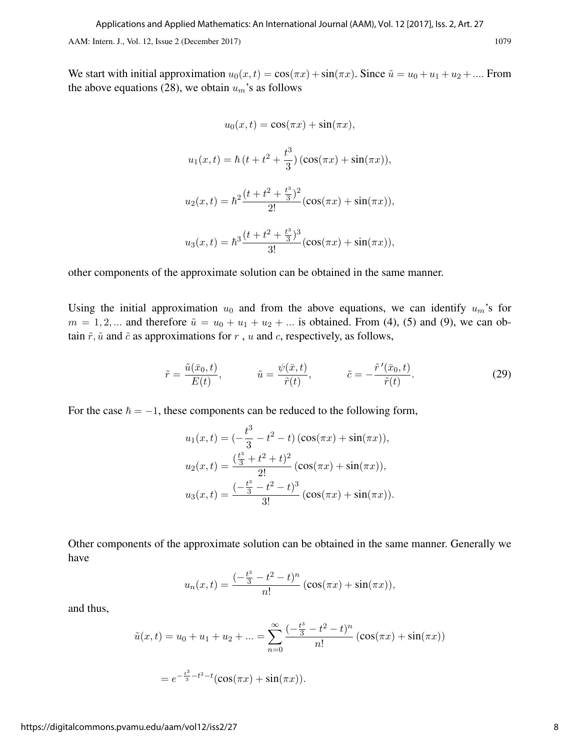We start with initial approximation $u_0(x,t) = \cos(\pi x) + \sin(\pi x)$. Since $\tilde{u} = u_0 + u_1 + u_2 + ...$. From the above equations (28), we obtain $u_m$'s as follows

$$u_0(x,t) = \cos(\pi x) + \sin(\pi x),$$

$$u_1(x,t) = \hbar\,(t + t^2 + \frac{t^3}{3})\,(\cos(\pi x) + \sin(\pi x)),$$

$$u_2(x,t) = \hbar^2 \frac{(t + t^2 + \frac{t^3}{3})^2}{2!}(\cos(\pi x) + \sin(\pi x)),$$

$$u_3(x,t) = \hbar^3 \frac{(t + t^2 + \frac{t^3}{3})^3}{3!}(\cos(\pi x) + \sin(\pi x)),$$

other components of the approximate solution can be obtained in the same manner.

Using the initial approximation $u_0$ and from the above equations, we can identify $u_m$'s for $m = 1, 2, ...$ and therefore $\tilde{u} = u_0 + u_1 + u_2 + ...$ is obtained. From (4), (5) and (9), we can obtain $\tilde{r}, \tilde{u}$ and $\tilde{c}$ as approximations for $r$ , $u$ and $c$, respectively, as follows,

$$\tilde{r} = \frac{\tilde{u}(\bar{x}_0, t)}{E(t)}, \qquad \tilde{u} = \frac{\psi(\bar{x}, t)}{\tilde{r}(t)}, \qquad \tilde{c} = -\frac{\tilde{r}\,'(\bar{x}_0, t)}{\tilde{r}(t)}. \tag{29}$$

For the case $\hbar = -1$, these components can be reduced to the following form,

$$u_1(x,t) = (-\frac{t^3}{3} - t^2 - t)\,(\cos(\pi x) + \sin(\pi x)),$$
$$u_2(x,t) = \frac{(\frac{t^3}{3} + t^2 + t)^2}{2!}\,(\cos(\pi x) + \sin(\pi x)),$$
$$u_3(x,t) = \frac{(-\frac{t^3}{3} - t^2 - t)^3}{3!}\,(\cos(\pi x) + \sin(\pi x)).$$

Other components of the approximate solution can be obtained in the same manner. Generally we have

$$u_n(x,t) = \frac{(-\frac{t^3}{3} - t^2 - t)^n}{n!}\,(\cos(\pi x) + \sin(\pi x)),$$

and thus,

$$\tilde{u}(x,t) = u_0 + u_1 + u_2 + ... = \sum_{n=0}^{\infty} \frac{(-\frac{t^3}{3} - t^2 - t)^n}{n!}\,(\cos(\pi x) + \sin(\pi x))$$

$$= e^{-\frac{t^3}{3} - t^2 - t}(\cos(\pi x) + \sin(\pi x)).$$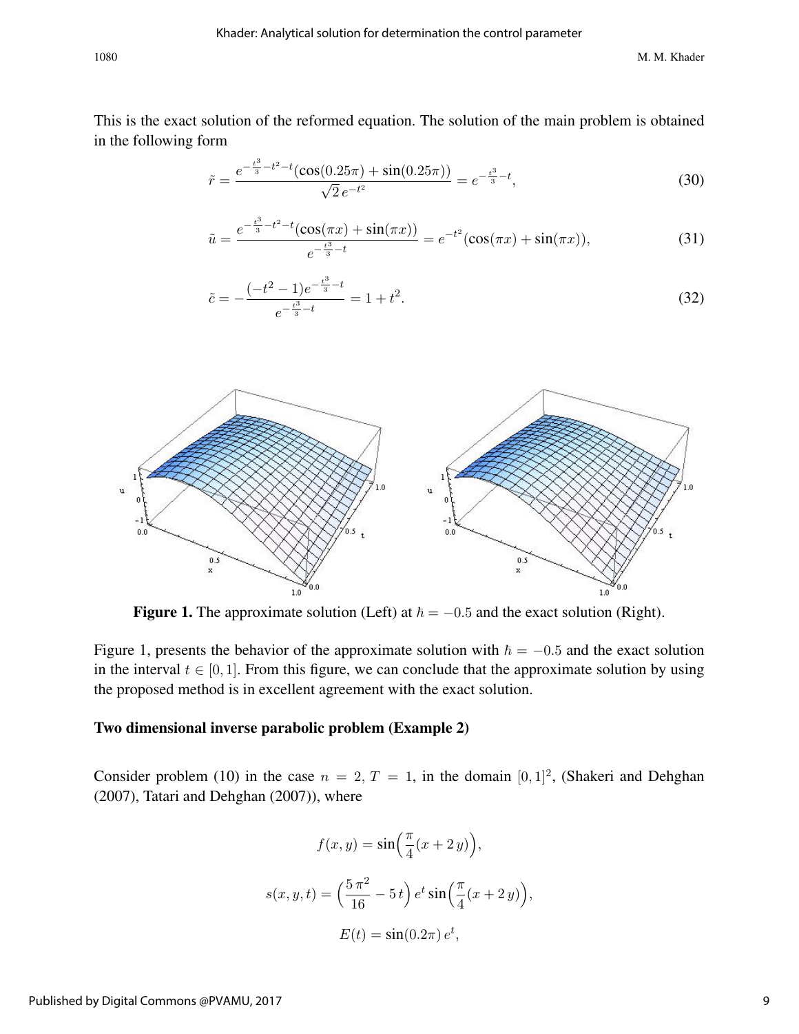This is the exact solution of the reformed equation. The solution of the main problem is obtained in the following form

$$\tilde{r} = \frac{e^{-\frac{t^3}{3}-t^2-t}(\cos(0.25\pi)+\sin(0.25\pi))}{\sqrt{2}\,e^{-t^2}} = e^{-\frac{t^3}{3}-t}, \tag{30}$$

$$\tilde{u} = \frac{e^{-\frac{t^3}{3}-t^2-t}(\cos(\pi x)+\sin(\pi x))}{e^{-\frac{t^3}{3}-t}} = e^{-t^2}(\cos(\pi x)+\sin(\pi x)), \tag{31}$$

$$\tilde{c} = -\frac{(-t^2-1)e^{-\frac{t^3}{3}-t}}{e^{-\frac{t^3}{3}-t}} = 1+t^2. \tag{32}$$

**Figure 1.** The approximate solution (Left) at $\hbar = -0.5$ and the exact solution (Right).

Figure 1, presents the behavior of the approximate solution with $\hbar = -0.5$ and the exact solution in the interval $t \in [0, 1]$. From this figure, we can conclude that the approximate solution by using the proposed method is in excellent agreement with the exact solution.

### Two dimensional inverse parabolic problem (Example 2)

Consider problem (10) in the case $n = 2$, $T = 1$, in the domain $[0, 1]^2$, (Shakeri and Dehghan (2007), Tatari and Dehghan (2007)), where

$$f(x, y) = \sin\Big(\frac{\pi}{4}(x + 2\,y)\Big),$$

$$s(x, y, t) = \Big(\frac{5\,\pi^2}{16} - 5\,t\Big)\,e^t \sin\Big(\frac{\pi}{4}(x + 2\,y)\Big),$$

$$E(t) = \sin(0.2\pi)\,e^t,$$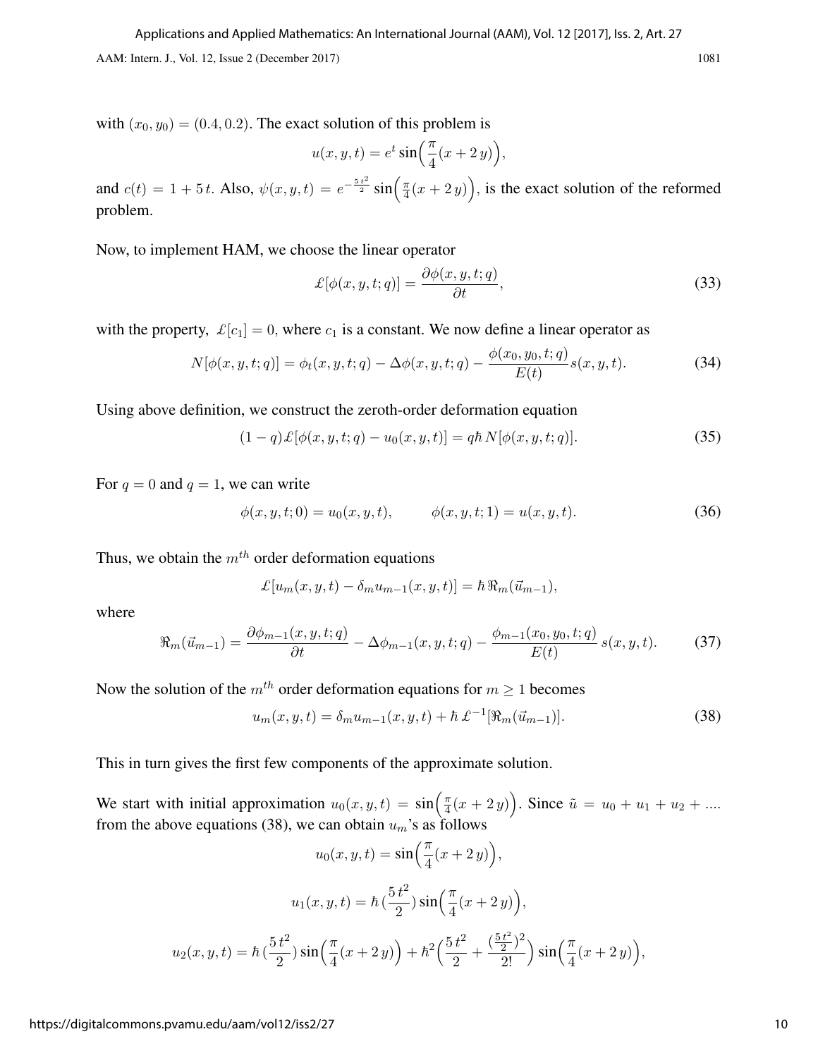with $(x_0, y_0) = (0.4, 0.2)$. The exact solution of this problem is

$$u(x, y, t) = e^{t} \sin\Big(\frac{\pi}{4}(x + 2\,y)\Big),$$

and $c(t) = 1 + 5\,t$. Also, $\psi(x, y, t) = e^{-\frac{5\,t^2}{2}} \sin\Big(\frac{\pi}{4}(x + 2\,y)\Big)$, is the exact solution of the reformed problem.

Now, to implement HAM, we choose the linear operator

$$\pounds[\phi(x, y, t; q)] = \frac{\partial \phi(x, y, t; q)}{\partial t}, \tag{33}$$

with the property, $\pounds[c_1] = 0$, where $c_1$ is a constant. We now define a linear operator as

$$N[\phi(x, y, t; q)] = \phi_t(x, y, t; q) - \Delta\phi(x, y, t; q) - \frac{\phi(x_0, y_0, t; q)}{E(t)} s(x, y, t). \tag{34}$$

Using above definition, we construct the zeroth-order deformation equation

$$(1 - q)\pounds[\phi(x, y, t; q) - u_0(x, y, t)] = q\hbar\, N[\phi(x, y, t; q)]. \tag{35}$$

For $q = 0$ and $q = 1$, we can write

$$\phi(x, y, t; 0) = u_0(x, y, t), \qquad \phi(x, y, t; 1) = u(x, y, t). \tag{36}$$

Thus, we obtain the $m^{th}$ order deformation equations

$$\pounds[u_m(x, y, t) - \delta_m u_{m-1}(x, y, t)] = \hbar\, \Re_m(\vec{u}_{m-1}),$$

where

$$\Re_m(\vec{u}_{m-1}) = \frac{\partial \phi_{m-1}(x, y, t; q)}{\partial t} - \Delta\phi_{m-1}(x, y, t; q) - \frac{\phi_{m-1}(x_0, y_0, t; q)}{E(t)}\, s(x, y, t). \tag{37}$$

Now the solution of the $m^{th}$ order deformation equations for $m \geq 1$ becomes

$$u_m(x, y, t) = \delta_m u_{m-1}(x, y, t) + \hbar\, \pounds^{-1}[\Re_m(\vec{u}_{m-1})]. \tag{38}$$

This in turn gives the first few components of the approximate solution.

We start with initial approximation $u_0(x, y, t) = \sin\Big(\frac{\pi}{4}(x + 2\,y)\Big)$. Since $\tilde{u} = u_0 + u_1 + u_2 + ....$ from the above equations (38), we can obtain $u_m$'s as follows

$$u_0(x, y, t) = \sin\Big(\frac{\pi}{4}(x + 2\,y)\Big),$$

$$u_1(x, y, t) = \hbar\,(\frac{5\,t^2}{2}) \sin\Big(\frac{\pi}{4}(x + 2\,y)\Big),$$

$$u_2(x, y, t) = \hbar\,(\frac{5\,t^2}{2}) \sin\Big(\frac{\pi}{4}(x + 2\,y)\Big) + \hbar^2\Big(\frac{5\,t^2}{2} + \frac{(\frac{5\,t^2}{2})^2}{2!}\Big) \sin\Big(\frac{\pi}{4}(x + 2\,y)\Big),$$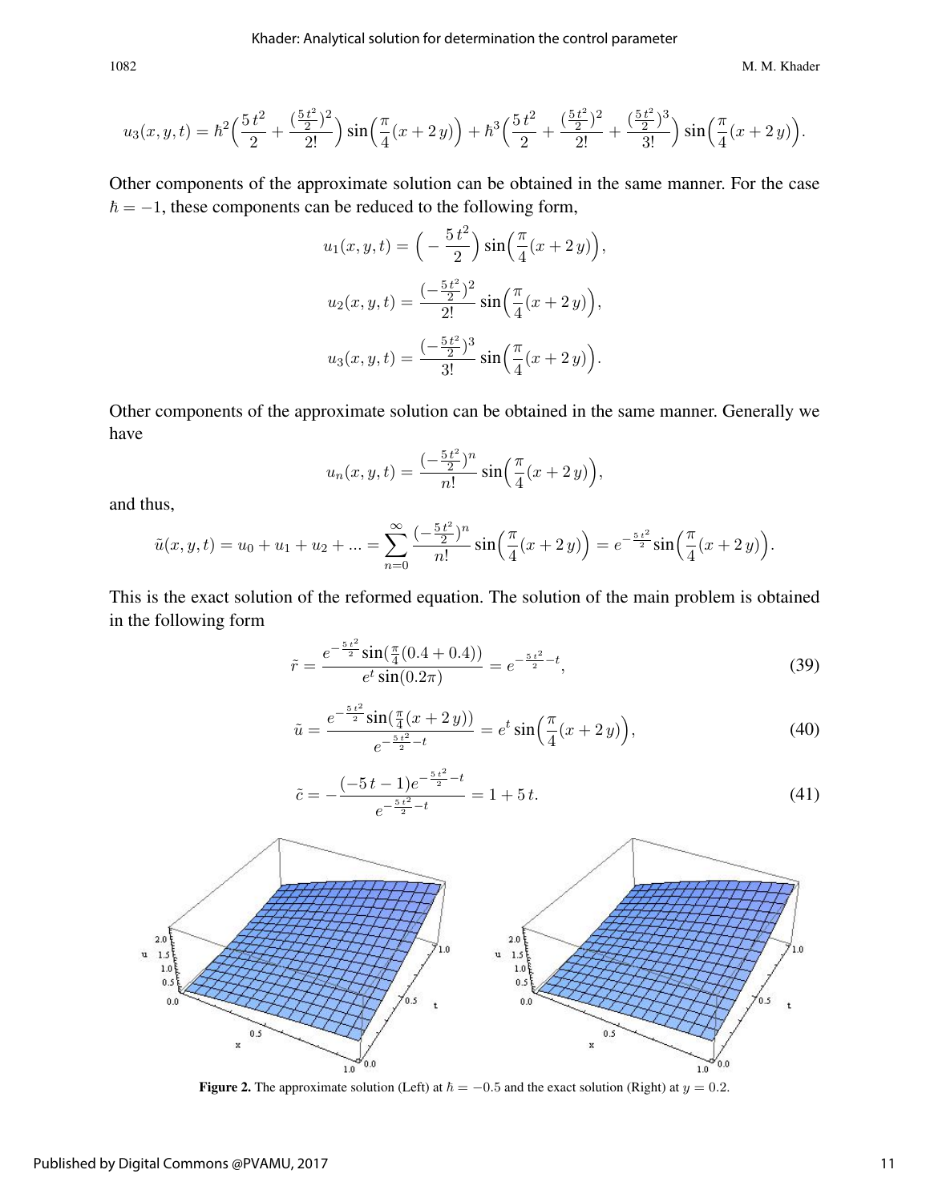$$u_3(x,y,t) = \hbar^2\Big(\frac{5\,t^2}{2} + \frac{(\frac{5\,t^2}{2})^2}{2!}\Big)\sin\Big(\frac{\pi}{4}(x+2\,y)\Big) + \hbar^3\Big(\frac{5\,t^2}{2} + \frac{(\frac{5\,t^2}{2})^2}{2!} + \frac{(\frac{5\,t^2}{2})^3}{3!}\Big)\sin\Big(\frac{\pi}{4}(x+2\,y)\Big).$$

Other components of the approximate solution can be obtained in the same manner. For the case $\hbar = -1$, these components can be reduced to the following form,

$$u_1(x,y,t) = \Big(-\frac{5\,t^2}{2}\Big)\sin\Big(\frac{\pi}{4}(x+2\,y)\Big),$$

$$u_2(x,y,t) = \frac{(-\frac{5\,t^2}{2})^2}{2!}\sin\Big(\frac{\pi}{4}(x+2\,y)\Big),$$

$$u_3(x,y,t) = \frac{(-\frac{5\,t^2}{2})^3}{3!}\sin\Big(\frac{\pi}{4}(x+2\,y)\Big).$$

Other components of the approximate solution can be obtained in the same manner. Generally we have

$$u_n(x,y,t) = \frac{(-\frac{5\,t^2}{2})^n}{n!}\sin\Big(\frac{\pi}{4}(x+2\,y)\Big),$$

and thus,

$$\tilde{u}(x,y,t) = u_0 + u_1 + u_2 + \ldots = \sum_{n=0}^{\infty}\frac{(-\frac{5\,t^2}{2})^n}{n!}\sin\Big(\frac{\pi}{4}(x+2\,y)\Big) = e^{-\frac{5\,t^2}{2}}\sin\Big(\frac{\pi}{4}(x+2\,y)\Big).$$

This is the exact solution of the reformed equation. The solution of the main problem is obtained in the following form

$$\tilde{r} = \frac{e^{-\frac{5\,t^2}{2}}\sin(\frac{\pi}{4}(0.4+0.4))}{e^t\sin(0.2\pi)} = e^{-\frac{5\,t^2}{2}-t}, \tag{39}$$

$$\tilde{u} = \frac{e^{-\frac{5\,t^2}{2}}\sin(\frac{\pi}{4}(x+2\,y))}{e^{-\frac{5\,t^2}{2}-t}} = e^t\sin\Big(\frac{\pi}{4}(x+2\,y)\Big), \tag{40}$$

$$\tilde{c} = -\frac{(-5\,t-1)e^{-\frac{5\,t^2}{2}-t}}{e^{-\frac{5\,t^2}{2}-t}} = 1+5\,t. \tag{41}$$

**Figure 2.** The approximate solution (Left) at $\hbar = -0.5$ and the exact solution (Right) at $y = 0.2$.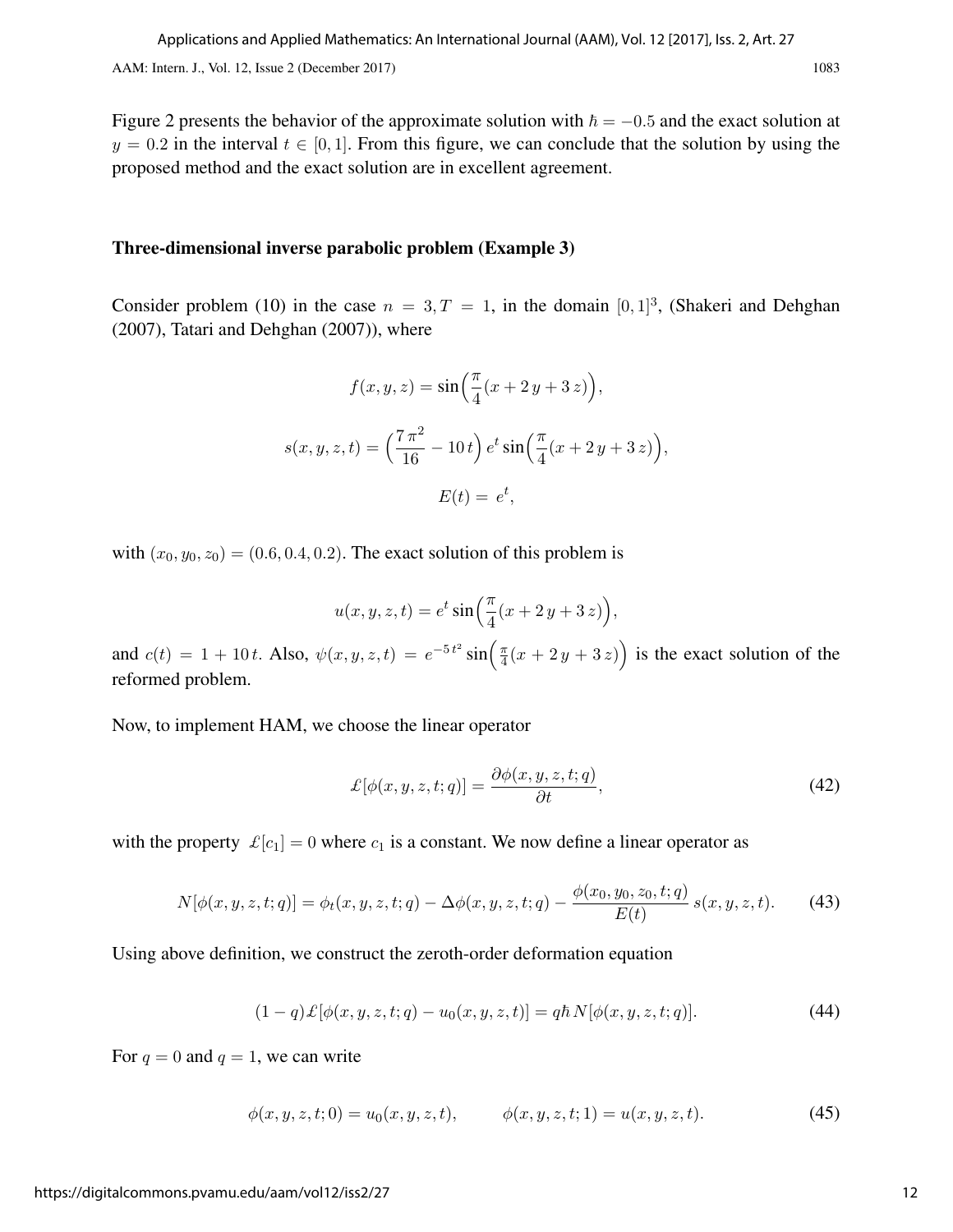Figure 2 presents the behavior of the approximate solution with $\hbar = -0.5$ and the exact solution at $y = 0.2$ in the interval $t \in [0,1]$. From this figure, we can conclude that the solution by using the proposed method and the exact solution are in excellent agreement.

**Three-dimensional inverse parabolic problem (Example 3)**

Consider problem (10) in the case $n = 3, T = 1$, in the domain $[0,1]^3$, (Shakeri and Dehghan (2007), Tatari and Dehghan (2007)), where

$$f(x,y,z) = \sin\Big(\frac{\pi}{4}(x + 2\,y + 3\,z)\Big),$$

$$s(x,y,z,t) = \Big(\frac{7\,\pi^2}{16} - 10\,t\Big)\, e^t \sin\Big(\frac{\pi}{4}(x + 2\,y + 3\,z)\Big),$$

$$E(t) = \, e^t,$$

with $(x_0, y_0, z_0) = (0.6, 0.4, 0.2)$. The exact solution of this problem is

$$u(x,y,z,t) = e^t \sin\Big(\frac{\pi}{4}(x + 2\,y + 3\,z)\Big),$$

and $c(t) = 1 + 10\,t$. Also, $\psi(x,y,z,t) = e^{-5\,t^2} \sin\Big(\frac{\pi}{4}(x + 2\,y + 3\,z)\Big)$ is the exact solution of the reformed problem.

Now, to implement HAM, we choose the linear operator

$$\pounds[\phi(x,y,z,t;q)] = \frac{\partial \phi(x,y,z,t;q)}{\partial t}, \tag{42}$$

with the property $\pounds[c_1] = 0$ where $c_1$ is a constant. We now define a linear operator as

$$N[\phi(x,y,z,t;q)] = \phi_t(x,y,z,t;q) - \Delta\phi(x,y,z,t;q) - \frac{\phi(x_0,y_0,z_0,t;q)}{E(t)}\, s(x,y,z,t). \tag{43}$$

Using above definition, we construct the zeroth-order deformation equation

$$(1-q)\pounds[\phi(x,y,z,t;q) - u_0(x,y,z,t)] = q\hbar\, N[\phi(x,y,z,t;q)]. \tag{44}$$

For $q = 0$ and $q = 1$, we can write

$$\phi(x,y,z,t;0) = u_0(x,y,z,t), \qquad \phi(x,y,z,t;1) = u(x,y,z,t). \tag{45}$$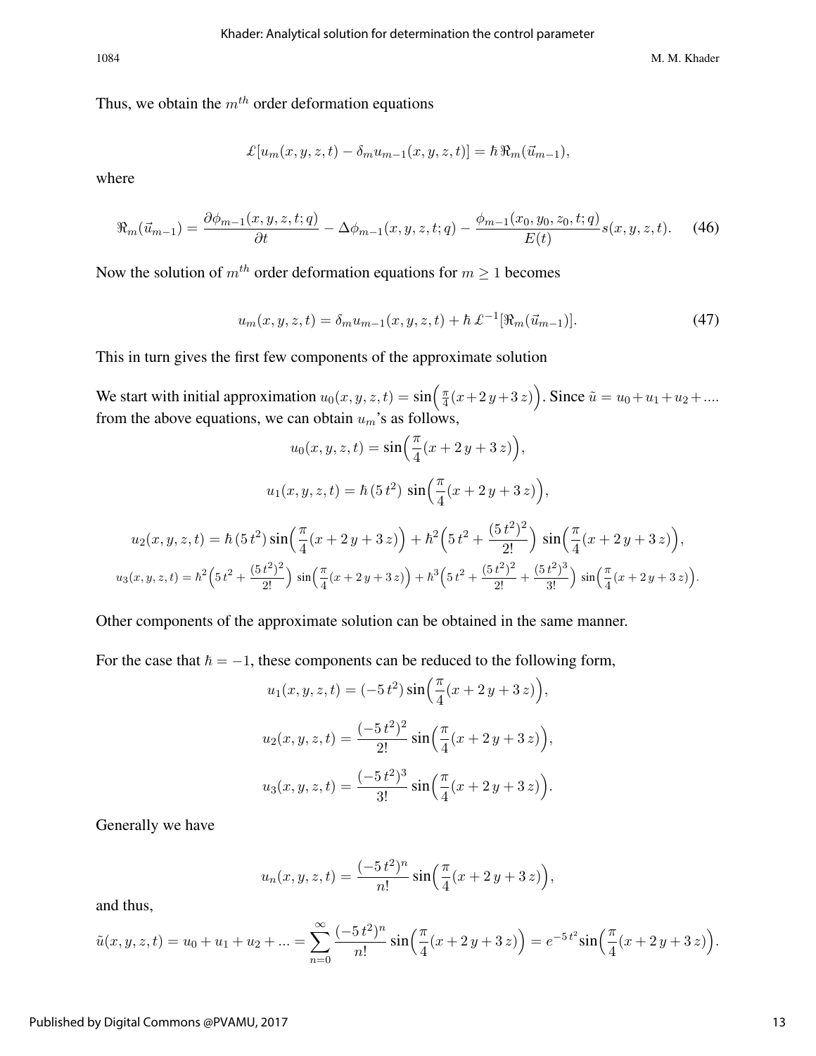Thus, we obtain the $m^{th}$ order deformation equations

$$\pounds[u_m(x,y,z,t) - \delta_m u_{m-1}(x,y,z,t)] = \hbar\,\Re_m(\vec{u}_{m-1}),$$

where

$$\Re_m(\vec{u}_{m-1}) = \frac{\partial \phi_{m-1}(x,y,z,t;q)}{\partial t} - \Delta\phi_{m-1}(x,y,z,t;q) - \frac{\phi_{m-1}(x_0,y_0,z_0,t;q)}{E(t)} s(x,y,z,t). \tag{46}$$

Now the solution of $m^{th}$ order deformation equations for $m \geq 1$ becomes

$$u_m(x,y,z,t) = \delta_m u_{m-1}(x,y,z,t) + \hbar\,\pounds^{-1}[\Re_m(\vec{u}_{m-1})]. \tag{47}$$

This in turn gives the first few components of the approximate solution

We start with initial approximation $u_0(x,y,z,t) = \sin\Big(\frac{\pi}{4}(x+2\,y+3\,z)\Big)$. Since $\tilde{u} = u_0 + u_1 + u_2 + ....$ from the above equations, we can obtain $u_m$'s as follows,

$$u_0(x,y,z,t) = \sin\Big(\frac{\pi}{4}(x+2\,y+3\,z)\Big),$$

$$u_1(x,y,z,t) = \hbar\,(5\,t^2)\,\sin\Big(\frac{\pi}{4}(x+2\,y+3\,z)\Big),$$

$$u_2(x,y,z,t) = \hbar\,(5\,t^2)\sin\Big(\frac{\pi}{4}(x+2\,y+3\,z)\Big) + \hbar^2\Big(5\,t^2 + \frac{(5\,t^2)^2}{2!}\Big)\,\sin\Big(\frac{\pi}{4}(x+2\,y+3\,z)\Big),$$

$$u_3(x,y,z,t) = \hbar^2\Big(5\,t^2 + \frac{(5\,t^2)^2}{2!}\Big)\,\sin\Big(\frac{\pi}{4}(x+2\,y+3\,z)\Big) + \hbar^3\Big(5\,t^2 + \frac{(5\,t^2)^2}{2!} + \frac{(5\,t^2)^3}{3!}\Big)\,\sin\Big(\frac{\pi}{4}(x+2\,y+3\,z)\Big).$$

Other components of the approximate solution can be obtained in the same manner.

For the case that $\hbar = -1$, these components can be reduced to the following form,

$$u_1(x,y,z,t) = (-5\,t^2)\sin\Big(\frac{\pi}{4}(x+2\,y+3\,z)\Big),$$

$$u_2(x,y,z,t) = \frac{(-5\,t^2)^2}{2!}\sin\Big(\frac{\pi}{4}(x+2\,y+3\,z)\Big),$$

$$u_3(x,y,z,t) = \frac{(-5\,t^2)^3}{3!}\sin\Big(\frac{\pi}{4}(x+2\,y+3\,z)\Big).$$

Generally we have

$$u_n(x,y,z,t) = \frac{(-5\,t^2)^n}{n!}\sin\Big(\frac{\pi}{4}(x+2\,y+3\,z)\Big),$$

and thus,

$$\tilde{u}(x,y,z,t) = u_0 + u_1 + u_2 + ... = \sum_{n=0}^{\infty}\frac{(-5\,t^2)^n}{n!}\sin\Big(\frac{\pi}{4}(x+2\,y+3\,z)\Big) = e^{-5\,t^2}\sin\Big(\frac{\pi}{4}(x+2\,y+3\,z)\Big).$$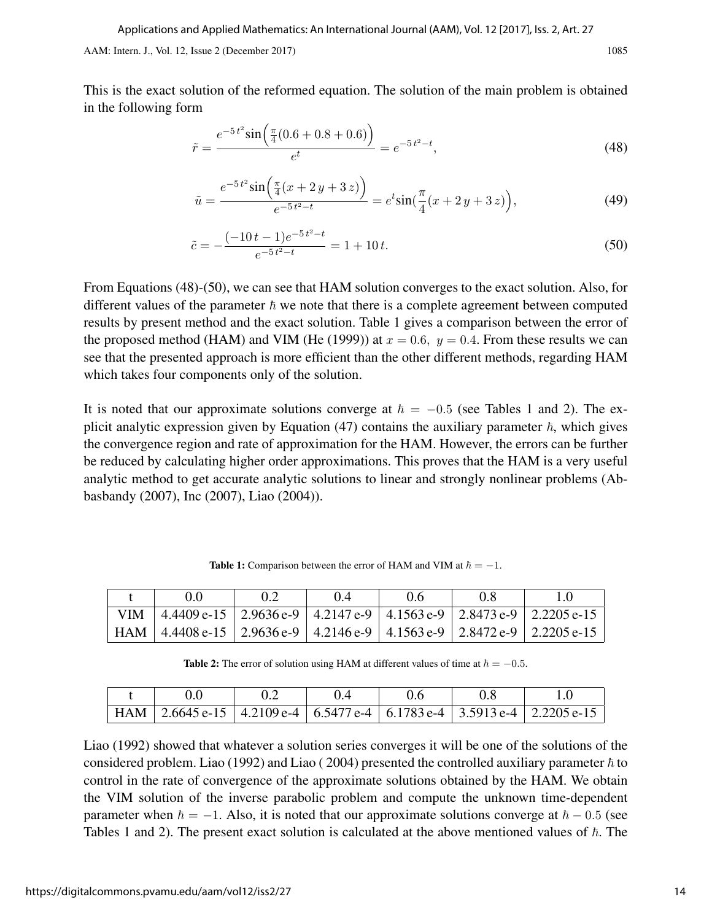This is the exact solution of the reformed equation. The solution of the main problem is obtained in the following form

$$\tilde{r} = \frac{e^{-5\,t^2}\sin\Big(\frac{\pi}{4}(0.6+0.8+0.6)\Big)}{e^t} = e^{-5\,t^2-t}, \tag{48}$$

$$\tilde{u} = \frac{e^{-5\,t^2}\sin\Big(\frac{\pi}{4}(x+2\,y+3\,z)\Big)}{e^{-5\,t^2-t}} = e^t\sin(\frac{\pi}{4}(x+2\,y+3\,z)\Big), \tag{49}$$

$$\tilde{c} = -\frac{(-10\,t-1)e^{-5\,t^2-t}}{e^{-5\,t^2-t}} = 1+10\,t. \tag{50}$$

From Equations (48)-(50), we can see that HAM solution converges to the exact solution. Also, for different values of the parameter $\hbar$ we note that there is a complete agreement between computed results by present method and the exact solution. Table 1 gives a comparison between the error of the proposed method (HAM) and VIM (He (1999)) at $x = 0.6,\ y = 0.4$. From these results we can see that the presented approach is more efficient than the other different methods, regarding HAM which takes four components only of the solution.

It is noted that our approximate solutions converge at $\hbar = -0.5$ (see Tables 1 and 2). The explicit analytic expression given by Equation (47) contains the auxiliary parameter $\hbar$, which gives the convergence region and rate of approximation for the HAM. However, the errors can be further be reduced by calculating higher order approximations. This proves that the HAM is a very useful analytic method to get accurate analytic solutions to linear and strongly nonlinear problems (Abbasbandy (2007), Inc (2007), Liao (2004)).

**Table 1:** Comparison between the error of HAM and VIM at $\hbar = -1$.

| t | 0.0 | 0.2 | 0.4 | 0.6 | 0.8 | 1.0 |
|---|---|---|---|---|---|---|
| VIM | 4.4409 e-15 | 2.9636 e-9 | 4.2147 e-9 | 4.1563 e-9 | 2.8473 e-9 | 2.2205 e-15 |
| HAM | 4.4408 e-15 | 2.9636 e-9 | 4.2146 e-9 | 4.1563 e-9 | 2.8472 e-9 | 2.2205 e-15 |

**Table 2:** The error of solution using HAM at different values of time at $\hbar = -0.5$.

| t | 0.0 | 0.2 | 0.4 | 0.6 | 0.8 | 1.0 |
|---|---|---|---|---|---|---|
| HAM | 2.6645 e-15 | 4.2109 e-4 | 6.5477 e-4 | 6.1783 e-4 | 3.5913 e-4 | 2.2205 e-15 |

Liao (1992) showed that whatever a solution series converges it will be one of the solutions of the considered problem. Liao (1992) and Liao ( 2004) presented the controlled auxiliary parameter $\hbar$ to control in the rate of convergence of the approximate solutions obtained by the HAM. We obtain the VIM solution of the inverse parabolic problem and compute the unknown time-dependent parameter when $\hbar = -1$. Also, it is noted that our approximate solutions converge at $\hbar - 0.5$ (see Tables 1 and 2). The present exact solution is calculated at the above mentioned values of $\hbar$. The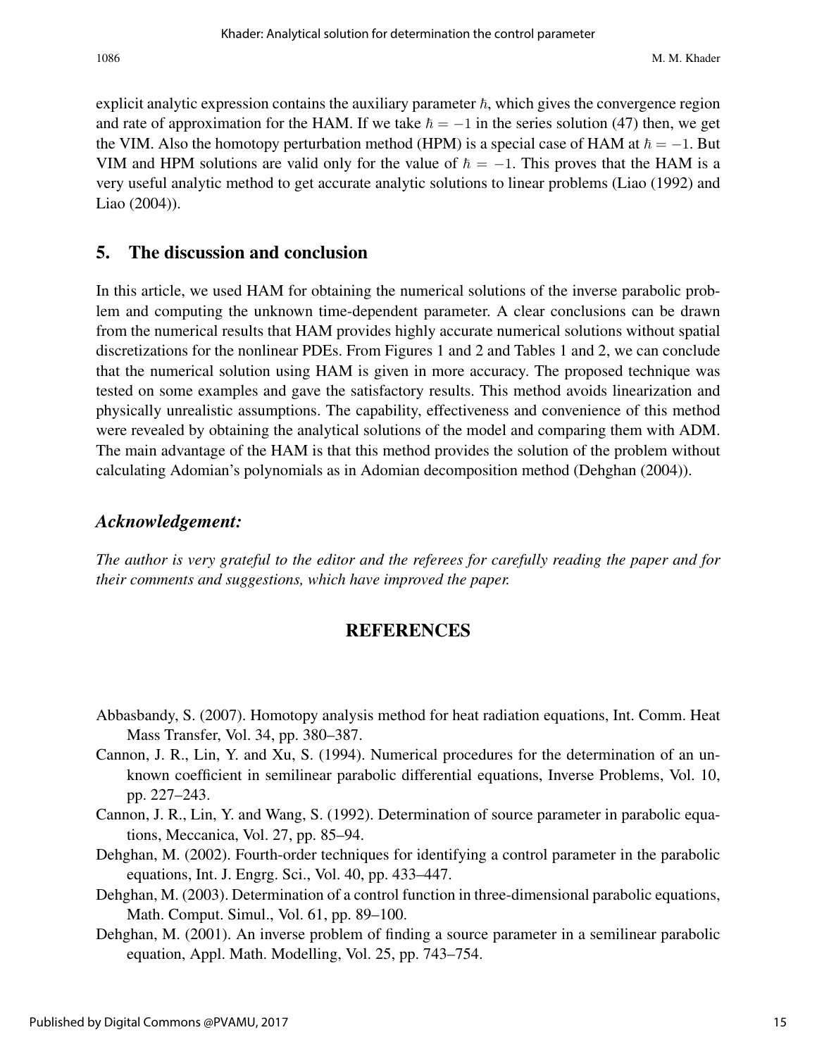explicit analytic expression contains the auxiliary parameter $\hbar$, which gives the convergence region and rate of approximation for the HAM. If we take $\hbar = -1$ in the series solution (47) then, we get the VIM. Also the homotopy perturbation method (HPM) is a special case of HAM at $\hbar = -1$. But VIM and HPM solutions are valid only for the value of $\hbar = -1$. This proves that the HAM is a very useful analytic method to get accurate analytic solutions to linear problems (Liao (1992) and Liao (2004)).

## 5. The discussion and conclusion

In this article, we used HAM for obtaining the numerical solutions of the inverse parabolic problem and computing the unknown time-dependent parameter. A clear conclusions can be drawn from the numerical results that HAM provides highly accurate numerical solutions without spatial discretizations for the nonlinear PDEs. From Figures 1 and 2 and Tables 1 and 2, we can conclude that the numerical solution using HAM is given in more accuracy. The proposed technique was tested on some examples and gave the satisfactory results. This method avoids linearization and physically unrealistic assumptions. The capability, effectiveness and convenience of this method were revealed by obtaining the analytical solutions of the model and comparing them with ADM. The main advantage of the HAM is that this method provides the solution of the problem without calculating Adomian's polynomials as in Adomian decomposition method (Dehghan (2004)).

## *Acknowledgement:*

*The author is very grateful to the editor and the referees for carefully reading the paper and for their comments and suggestions, which have improved the paper.*

## REFERENCES

Abbasbandy, S. (2007). Homotopy analysis method for heat radiation equations, Int. Comm. Heat Mass Transfer, Vol. 34, pp. 380–387.

Cannon, J. R., Lin, Y. and Xu, S. (1994). Numerical procedures for the determination of an unknown coefficient in semilinear parabolic differential equations, Inverse Problems, Vol. 10, pp. 227–243.

Cannon, J. R., Lin, Y. and Wang, S. (1992). Determination of source parameter in parabolic equations, Meccanica, Vol. 27, pp. 85–94.

Dehghan, M. (2002). Fourth-order techniques for identifying a control parameter in the parabolic equations, Int. J. Engrg. Sci., Vol. 40, pp. 433–447.

Dehghan, M. (2003). Determination of a control function in three-dimensional parabolic equations, Math. Comput. Simul., Vol. 61, pp. 89–100.

Dehghan, M. (2001). An inverse problem of finding a source parameter in a semilinear parabolic equation, Appl. Math. Modelling, Vol. 25, pp. 743–754.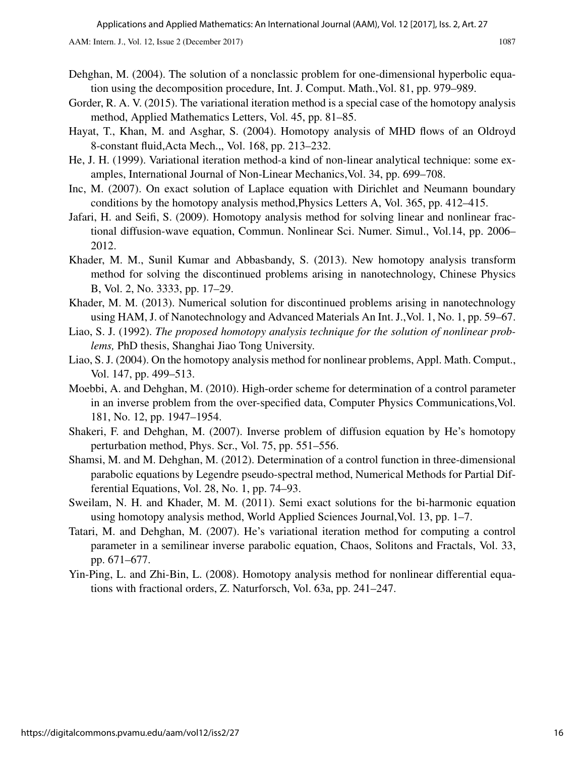Dehghan, M. (2004). The solution of a nonclassic problem for one-dimensional hyperbolic equation using the decomposition procedure, Int. J. Comput. Math.,Vol. 81, pp. 979–989.

Gorder, R. A. V. (2015). The variational iteration method is a special case of the homotopy analysis method, Applied Mathematics Letters, Vol. 45, pp. 81–85.

Hayat, T., Khan, M. and Asghar, S. (2004). Homotopy analysis of MHD flows of an Oldroyd 8-constant fluid,Acta Mech.,, Vol. 168, pp. 213–232.

He, J. H. (1999). Variational iteration method-a kind of non-linear analytical technique: some examples, International Journal of Non-Linear Mechanics,Vol. 34, pp. 699–708.

Inc, M. (2007). On exact solution of Laplace equation with Dirichlet and Neumann boundary conditions by the homotopy analysis method,Physics Letters A, Vol. 365, pp. 412–415.

Jafari, H. and Seifi, S. (2009). Homotopy analysis method for solving linear and nonlinear fractional diffusion-wave equation, Commun. Nonlinear Sci. Numer. Simul., Vol.14, pp. 2006–2012.

Khader, M. M., Sunil Kumar and Abbasbandy, S. (2013). New homotopy analysis transform method for solving the discontinued problems arising in nanotechnology, Chinese Physics B, Vol. 2, No. 3333, pp. 17–29.

Khader, M. M. (2013). Numerical solution for discontinued problems arising in nanotechnology using HAM, J. of Nanotechnology and Advanced Materials An Int. J.,Vol. 1, No. 1, pp. 59–67.

Liao, S. J. (1992). *The proposed homotopy analysis technique for the solution of nonlinear problems,* PhD thesis, Shanghai Jiao Tong University.

Liao, S. J. (2004). On the homotopy analysis method for nonlinear problems, Appl. Math. Comput., Vol. 147, pp. 499–513.

Moebbi, A. and Dehghan, M. (2010). High-order scheme for determination of a control parameter in an inverse problem from the over-specified data, Computer Physics Communications,Vol. 181, No. 12, pp. 1947–1954.

Shakeri, F. and Dehghan, M. (2007). Inverse problem of diffusion equation by He's homotopy perturbation method, Phys. Scr., Vol. 75, pp. 551–556.

Shamsi, M. and M. Dehghan, M. (2012). Determination of a control function in three-dimensional parabolic equations by Legendre pseudo-spectral method, Numerical Methods for Partial Differential Equations, Vol. 28, No. 1, pp. 74–93.

Sweilam, N. H. and Khader, M. M. (2011). Semi exact solutions for the bi-harmonic equation using homotopy analysis method, World Applied Sciences Journal,Vol. 13, pp. 1–7.

Tatari, M. and Dehghan, M. (2007). He's variational iteration method for computing a control parameter in a semilinear inverse parabolic equation, Chaos, Solitons and Fractals, Vol. 33, pp. 671–677.

Yin-Ping, L. and Zhi-Bin, L. (2008). Homotopy analysis method for nonlinear differential equations with fractional orders, Z. Naturforsch, Vol. 63a, pp. 241–247.